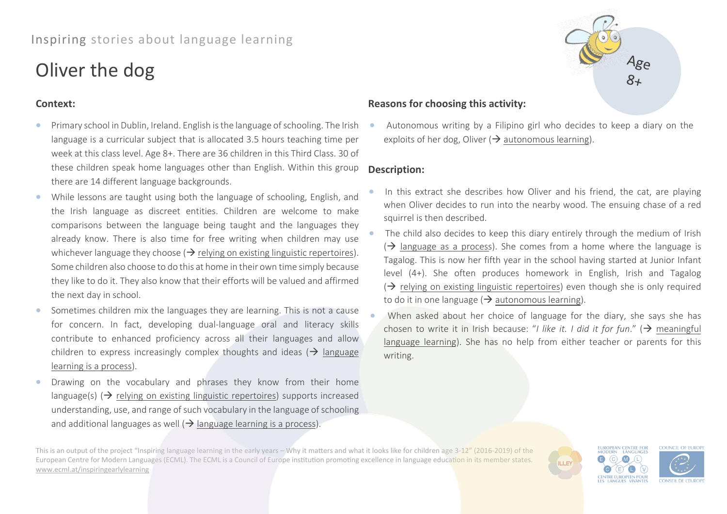Inspiring stories about language learning

# Oliver the dog

Age 8+

**Context:**

- Primary school in Dublin, Ireland. English is the language of schooling. The Irish language is a curricular subject that is allocated 3.5 hours teaching time per week at this class level. Age 8+. There are 36 children in this Third Class. 30 of these children speak home languages other than English. Within this group there are 14 different language backgrounds.
- While lessons are taught using both the language of schooling, English, and the Irish language as discreet entities. Children are welcome to make comparisons between the language being taught and the languages they already know. There is also time for free writing when children may use whichever language they choose (→ relying on existing linguistic repertoires). Some children also choose to do this at home in their own time simply because they like to do it. They also know that their efforts will be valued and affirmed the next day in school.
- Sometimes children mix the languages they are learning. This is not a cause for concern. In fact, developing dual-language oral and literacy skills contribute to enhanced proficiency across all their languages and allow children to express increasingly complex thoughts and ideas (→ language learning is a process).
- Drawing on the vocabulary and phrases they know from their home language(s) (→ relying on existing linguistic repertoires) supports increased understanding, use, and range of such vocabulary in the language of schooling and additional languages as well (→ language learning is a process).

**Reasons for choosing this activity:**

- Autonomous writing by a Filipino girl who decides to keep a diary on the exploits of her dog, Oliver (→ autonomous learning).

**Description:**

- In this extract she describes how Oliver and his friend, the cat, are playing when Oliver decides to run into the nearby wood. The ensuing chase of a red squirrel is then described.
- The child also decides to keep this diary entirely through the medium of Irish (→ language as a process). She comes from a home where the language is Tagalog. This is now her fifth year in the school having started at Junior Infant level (4+). She often produces homework in English, Irish and Tagalog (→ relying on existing linguistic repertoires) even though she is only required to do it in one language (→ autonomous learning).
- When asked about her choice of language for the diary, she says she has chosen to write it in Irish because: "*I like it. I did it for fun.*" (→ meaningful language learning). She has no help from either teacher or parents for this writing.

This is an output of the project "Inspiring language learning in the early years – Why it matters and what it looks like for children age 3-12" (2016-2019) of the European Centre for Modern Languages (ECML). The ECML is a Council of Europe institution promoting excellence in language education in its member states. www.ecml.at/inspiringearlylearning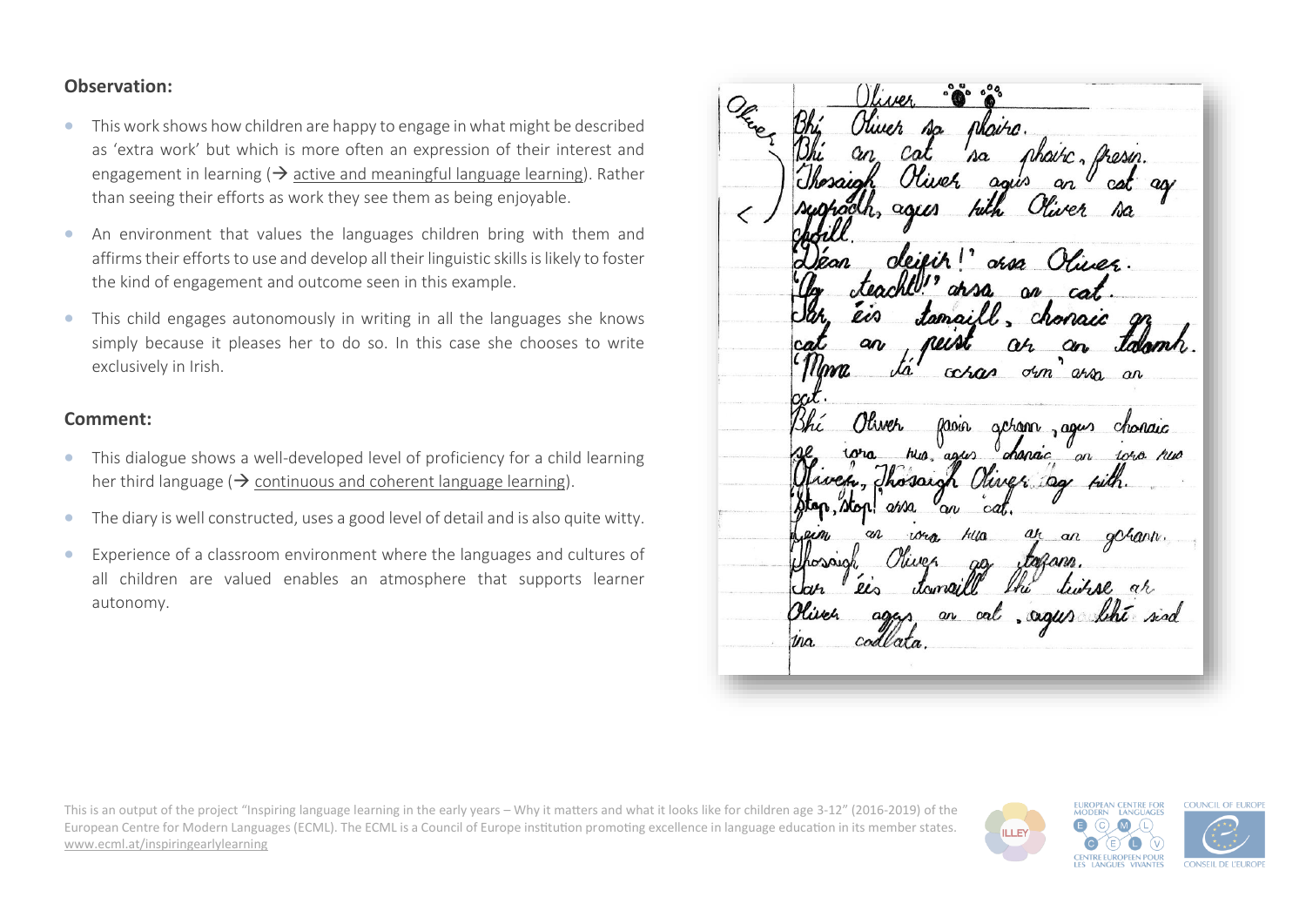### Observation:

- This work shows how children are happy to engage in what might be described as 'extra work' but which is more often an expression of their interest and engagement in learning (→ active and meaningful language learning). Rather than seeing their efforts as work they see them as being enjoyable.
- An environment that values the languages children bring with them and affirms their efforts to use and develop all their linguistic skills is likely to foster the kind of engagement and outcome seen in this example.
- This child engages autonomously in writing in all the languages she knows simply because it pleases her to do so. In this case she chooses to write exclusively in Irish.

### Comment:

- This dialogue shows a well-developed level of proficiency for a child learning her third language (→ continuous and coherent language learning).
- The diary is well constructed, uses a good level of detail and is also quite witty.
- Experience of a classroom environment where the languages and cultures of all children are valued enables an atmosphere that supports learner autonomy.

Oliver

Bhí Oliver sa pháirc.
Bhí an cat sa pháirc, freisin.
Thosaigh Oliver agus an cat ag sugradh, agus rith Oliver sa chill.
"Déan deifir!" arsa Oliver.
"Ag teacht!" arsa an cat.
Tar éis tamaill, chonaic an cat an peist ar an talamh.
"Mmm tá ocras orm" arsa an cat.
Bhí Oliver faoin gcrann, agus chonaic sé iora rua, agus chonaic an iora rua Oliver, thosaigh Oliver ag rith.
"Stop, stop!" arsa an cat.
Léim an iora rua ar an gcrann.
Thosaigh Oliver ag tafann.
Tar éis tamaill bhí tuirse ar Oliver agus an cat, agus bhí siad ina codladh.